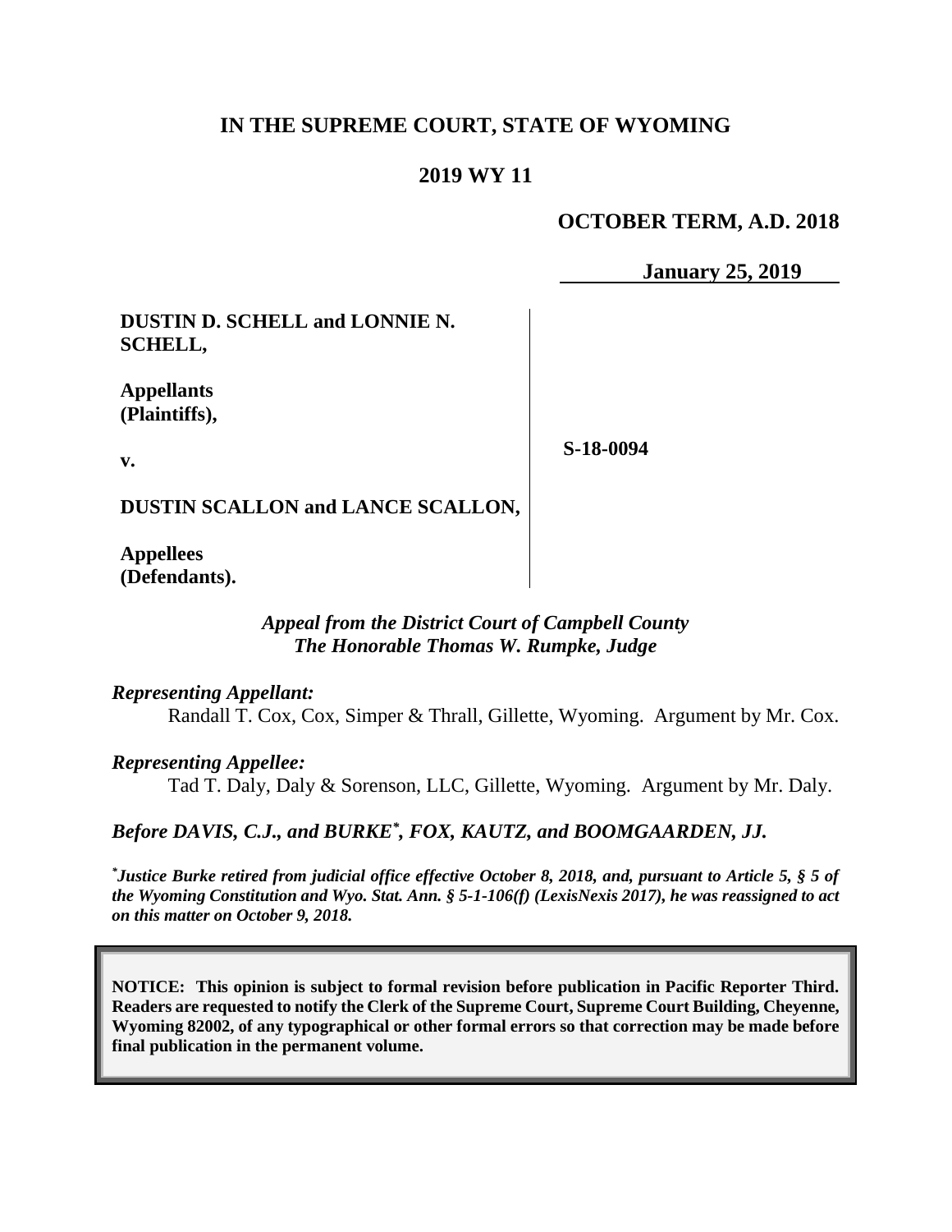# IN THE SUPREME COURT, STATE OF WYOMING

## 2019 WY 11

**OCTOBER TERM, A.D. 2018**

**January 25, 2019**

| | |
|---|---|
| **DUSTIN D. SCHELL and LONNIE N. SCHELL,**<br><br>**Appellants (Plaintiffs),**<br><br>**v.**<br><br>**DUSTIN SCALLON and LANCE SCALLON,**<br><br>**Appellees (Defendants).** | **S-18-0094** |

*Appeal from the District Court of Campbell County*
*The Honorable Thomas W. Rumpke, Judge*

*Representing Appellant:*

Randall T. Cox, Cox, Simper & Thrall, Gillette, Wyoming. Argument by Mr. Cox.

*Representing Appellee:*

Tad T. Daly, Daly & Sorenson, LLC, Gillette, Wyoming. Argument by Mr. Daly.

*Before DAVIS, C.J., and BURKE\*, FOX, KAUTZ, and BOOMGAARDEN, JJ.*

*\*Justice Burke retired from judicial office effective October 8, 2018, and, pursuant to Article 5, § 5 of the Wyoming Constitution and Wyo. Stat. Ann. § 5-1-106(f) (LexisNexis 2017), he was reassigned to act on this matter on October 9, 2018.*

**NOTICE: This opinion is subject to formal revision before publication in Pacific Reporter Third. Readers are requested to notify the Clerk of the Supreme Court, Supreme Court Building, Cheyenne, Wyoming 82002, of any typographical or other formal errors so that correction may be made before final publication in the permanent volume.**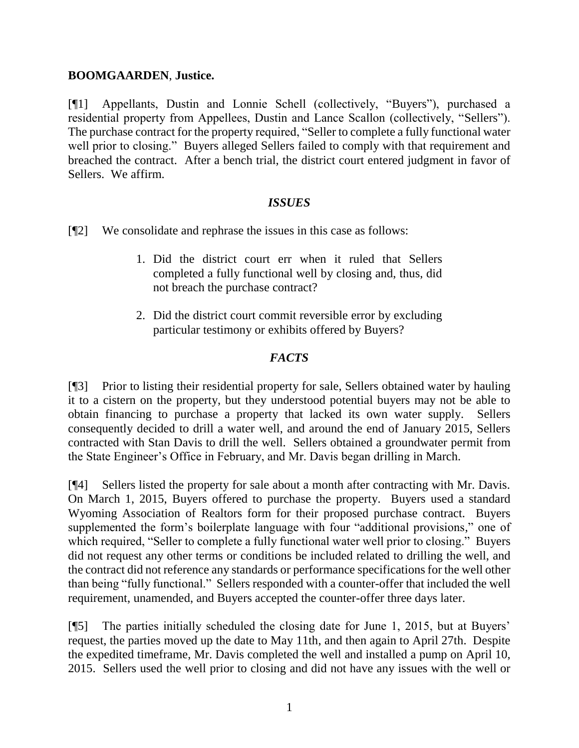**BOOMGAARDEN**, **Justice.**

[¶1] Appellants, Dustin and Lonnie Schell (collectively, "Buyers"), purchased a residential property from Appellees, Dustin and Lance Scallon (collectively, "Sellers"). The purchase contract for the property required, "Seller to complete a fully functional water well prior to closing." Buyers alleged Sellers failed to comply with that requirement and breached the contract. After a bench trial, the district court entered judgment in favor of Sellers. We affirm.

### *ISSUES*

[¶2] We consolidate and rephrase the issues in this case as follows:

1. Did the district court err when it ruled that Sellers completed a fully functional well by closing and, thus, did not breach the purchase contract?

2. Did the district court commit reversible error by excluding particular testimony or exhibits offered by Buyers?

### *FACTS*

[¶3] Prior to listing their residential property for sale, Sellers obtained water by hauling it to a cistern on the property, but they understood potential buyers may not be able to obtain financing to purchase a property that lacked its own water supply. Sellers consequently decided to drill a water well, and around the end of January 2015, Sellers contracted with Stan Davis to drill the well. Sellers obtained a groundwater permit from the State Engineer's Office in February, and Mr. Davis began drilling in March.

[¶4] Sellers listed the property for sale about a month after contracting with Mr. Davis. On March 1, 2015, Buyers offered to purchase the property. Buyers used a standard Wyoming Association of Realtors form for their proposed purchase contract. Buyers supplemented the form's boilerplate language with four "additional provisions," one of which required, "Seller to complete a fully functional water well prior to closing." Buyers did not request any other terms or conditions be included related to drilling the well, and the contract did not reference any standards or performance specifications for the well other than being "fully functional." Sellers responded with a counter-offer that included the well requirement, unamended, and Buyers accepted the counter-offer three days later.

[¶5] The parties initially scheduled the closing date for June 1, 2015, but at Buyers' request, the parties moved up the date to May 11th, and then again to April 27th. Despite the expedited timeframe, Mr. Davis completed the well and installed a pump on April 10, 2015. Sellers used the well prior to closing and did not have any issues with the well or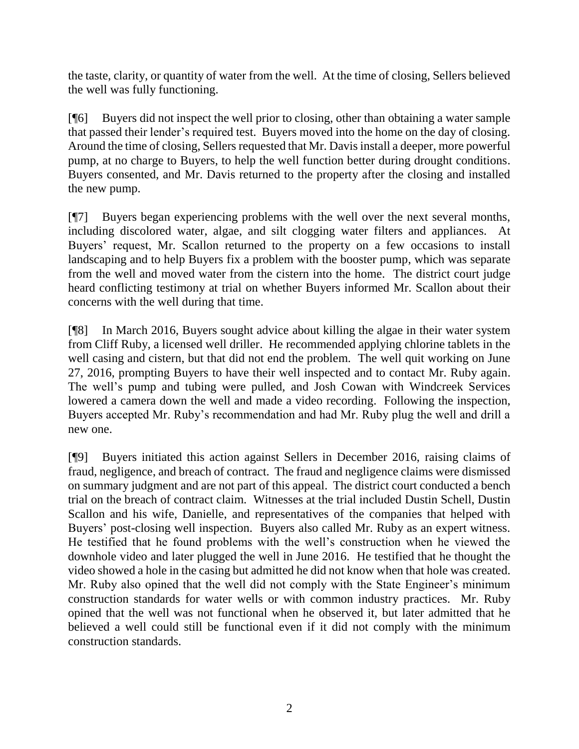the taste, clarity, or quantity of water from the well. At the time of closing, Sellers believed the well was fully functioning.

[¶6] Buyers did not inspect the well prior to closing, other than obtaining a water sample that passed their lender's required test. Buyers moved into the home on the day of closing. Around the time of closing, Sellers requested that Mr. Davis install a deeper, more powerful pump, at no charge to Buyers, to help the well function better during drought conditions. Buyers consented, and Mr. Davis returned to the property after the closing and installed the new pump.

[¶7] Buyers began experiencing problems with the well over the next several months, including discolored water, algae, and silt clogging water filters and appliances. At Buyers' request, Mr. Scallon returned to the property on a few occasions to install landscaping and to help Buyers fix a problem with the booster pump, which was separate from the well and moved water from the cistern into the home. The district court judge heard conflicting testimony at trial on whether Buyers informed Mr. Scallon about their concerns with the well during that time.

[¶8] In March 2016, Buyers sought advice about killing the algae in their water system from Cliff Ruby, a licensed well driller. He recommended applying chlorine tablets in the well casing and cistern, but that did not end the problem. The well quit working on June 27, 2016, prompting Buyers to have their well inspected and to contact Mr. Ruby again. The well's pump and tubing were pulled, and Josh Cowan with Windcreek Services lowered a camera down the well and made a video recording. Following the inspection, Buyers accepted Mr. Ruby's recommendation and had Mr. Ruby plug the well and drill a new one.

[¶9] Buyers initiated this action against Sellers in December 2016, raising claims of fraud, negligence, and breach of contract. The fraud and negligence claims were dismissed on summary judgment and are not part of this appeal. The district court conducted a bench trial on the breach of contract claim. Witnesses at the trial included Dustin Schell, Dustin Scallon and his wife, Danielle, and representatives of the companies that helped with Buyers' post-closing well inspection. Buyers also called Mr. Ruby as an expert witness. He testified that he found problems with the well's construction when he viewed the downhole video and later plugged the well in June 2016. He testified that he thought the video showed a hole in the casing but admitted he did not know when that hole was created. Mr. Ruby also opined that the well did not comply with the State Engineer's minimum construction standards for water wells or with common industry practices. Mr. Ruby opined that the well was not functional when he observed it, but later admitted that he believed a well could still be functional even if it did not comply with the minimum construction standards.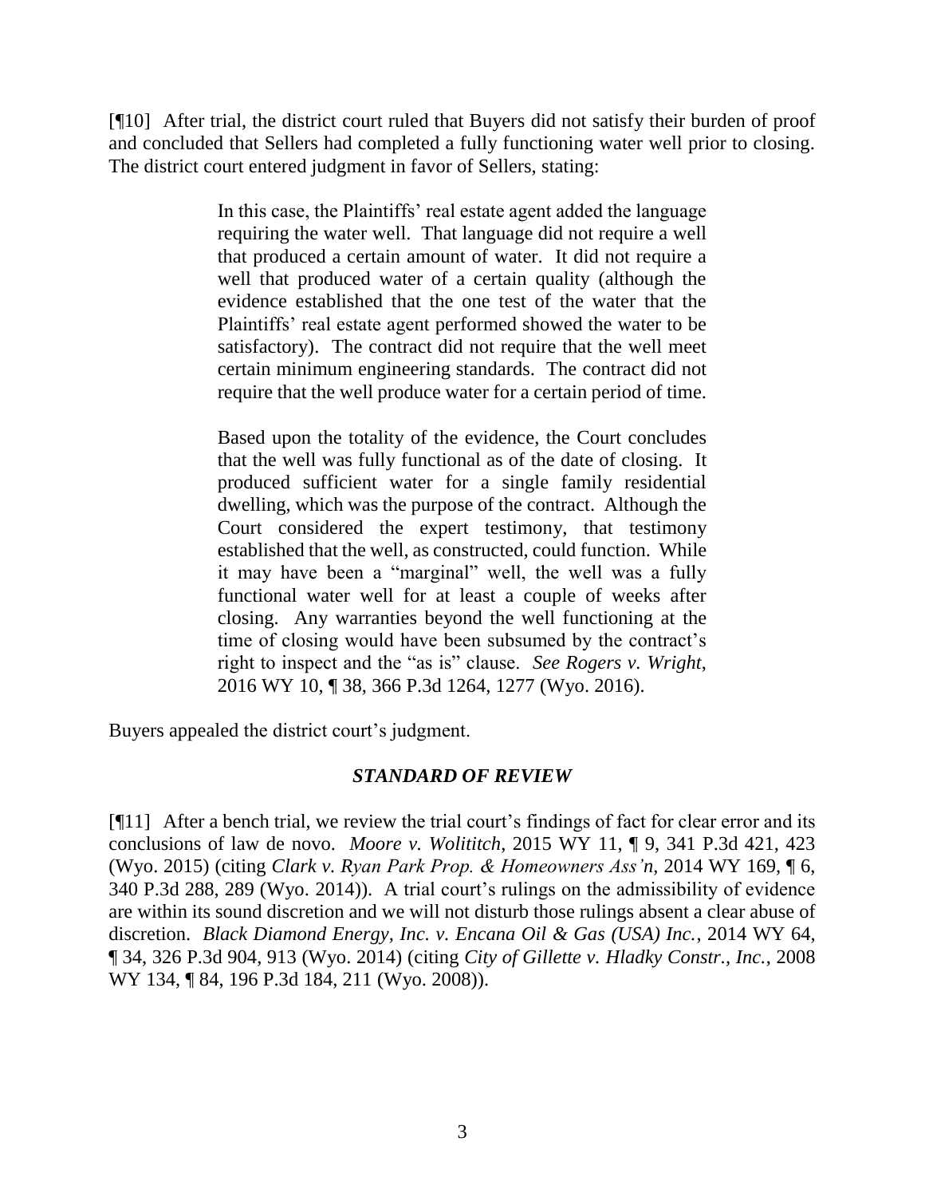[¶10] After trial, the district court ruled that Buyers did not satisfy their burden of proof and concluded that Sellers had completed a fully functioning water well prior to closing. The district court entered judgment in favor of Sellers, stating:

> In this case, the Plaintiffs' real estate agent added the language requiring the water well. That language did not require a well that produced a certain amount of water. It did not require a well that produced water of a certain quality (although the evidence established that the one test of the water that the Plaintiffs' real estate agent performed showed the water to be satisfactory). The contract did not require that the well meet certain minimum engineering standards. The contract did not require that the well produce water for a certain period of time.
>
> Based upon the totality of the evidence, the Court concludes that the well was fully functional as of the date of closing. It produced sufficient water for a single family residential dwelling, which was the purpose of the contract. Although the Court considered the expert testimony, that testimony established that the well, as constructed, could function. While it may have been a "marginal" well, the well was a fully functional water well for at least a couple of weeks after closing. Any warranties beyond the well functioning at the time of closing would have been subsumed by the contract's right to inspect and the "as is" clause. *See Rogers v. Wright*, 2016 WY 10, ¶ 38, 366 P.3d 1264, 1277 (Wyo. 2016).

Buyers appealed the district court's judgment.

## *STANDARD OF REVIEW*

[¶11] After a bench trial, we review the trial court's findings of fact for clear error and its conclusions of law de novo. *Moore v. Wolititch*, 2015 WY 11, ¶ 9, 341 P.3d 421, 423 (Wyo. 2015) (citing *Clark v. Ryan Park Prop. & Homeowners Ass'n*, 2014 WY 169, ¶ 6, 340 P.3d 288, 289 (Wyo. 2014)). A trial court's rulings on the admissibility of evidence are within its sound discretion and we will not disturb those rulings absent a clear abuse of discretion. *Black Diamond Energy, Inc. v. Encana Oil & Gas (USA) Inc.*, 2014 WY 64, ¶ 34, 326 P.3d 904, 913 (Wyo. 2014) (citing *City of Gillette v. Hladky Constr., Inc.*, 2008 WY 134, ¶ 84, 196 P.3d 184, 211 (Wyo. 2008)).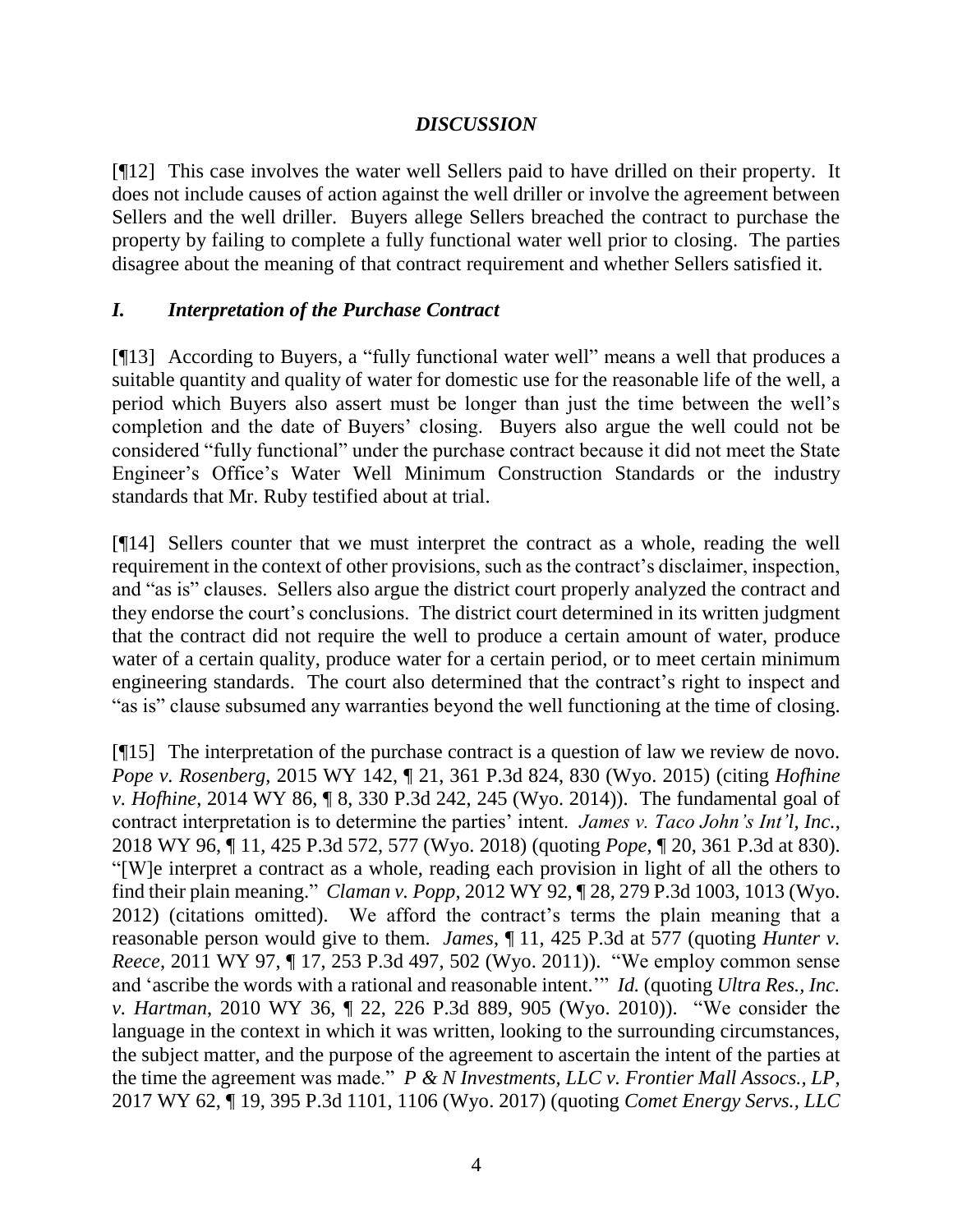## *DISCUSSION*

[¶12] This case involves the water well Sellers paid to have drilled on their property. It does not include causes of action against the well driller or involve the agreement between Sellers and the well driller. Buyers allege Sellers breached the contract to purchase the property by failing to complete a fully functional water well prior to closing. The parties disagree about the meaning of that contract requirement and whether Sellers satisfied it.

### *I. Interpretation of the Purchase Contract*

[¶13] According to Buyers, a "fully functional water well" means a well that produces a suitable quantity and quality of water for domestic use for the reasonable life of the well, a period which Buyers also assert must be longer than just the time between the well's completion and the date of Buyers' closing. Buyers also argue the well could not be considered "fully functional" under the purchase contract because it did not meet the State Engineer's Office's Water Well Minimum Construction Standards or the industry standards that Mr. Ruby testified about at trial.

[¶14] Sellers counter that we must interpret the contract as a whole, reading the well requirement in the context of other provisions, such as the contract's disclaimer, inspection, and "as is" clauses. Sellers also argue the district court properly analyzed the contract and they endorse the court's conclusions. The district court determined in its written judgment that the contract did not require the well to produce a certain amount of water, produce water of a certain quality, produce water for a certain period, or to meet certain minimum engineering standards. The court also determined that the contract's right to inspect and "as is" clause subsumed any warranties beyond the well functioning at the time of closing.

[¶15] The interpretation of the purchase contract is a question of law we review de novo. *Pope v. Rosenberg*, 2015 WY 142, ¶ 21, 361 P.3d 824, 830 (Wyo. 2015) (citing *Hofhine v. Hofhine*, 2014 WY 86, ¶ 8, 330 P.3d 242, 245 (Wyo. 2014)). The fundamental goal of contract interpretation is to determine the parties' intent. *James v. Taco John's Int'l, Inc.*, 2018 WY 96, ¶ 11, 425 P.3d 572, 577 (Wyo. 2018) (quoting *Pope*, ¶ 20, 361 P.3d at 830). "[W]e interpret a contract as a whole, reading each provision in light of all the others to find their plain meaning." *Claman v. Popp*, 2012 WY 92, ¶ 28, 279 P.3d 1003, 1013 (Wyo. 2012) (citations omitted). We afford the contract's terms the plain meaning that a reasonable person would give to them. *James*, ¶ 11, 425 P.3d at 577 (quoting *Hunter v. Reece*, 2011 WY 97, ¶ 17, 253 P.3d 497, 502 (Wyo. 2011)). "We employ common sense and 'ascribe the words with a rational and reasonable intent.'" *Id.* (quoting *Ultra Res., Inc. v. Hartman*, 2010 WY 36, ¶ 22, 226 P.3d 889, 905 (Wyo. 2010)). "We consider the language in the context in which it was written, looking to the surrounding circumstances, the subject matter, and the purpose of the agreement to ascertain the intent of the parties at the time the agreement was made." *P & N Investments, LLC v. Frontier Mall Assocs., LP*, 2017 WY 62, ¶ 19, 395 P.3d 1101, 1106 (Wyo. 2017) (quoting *Comet Energy Servs., LLC*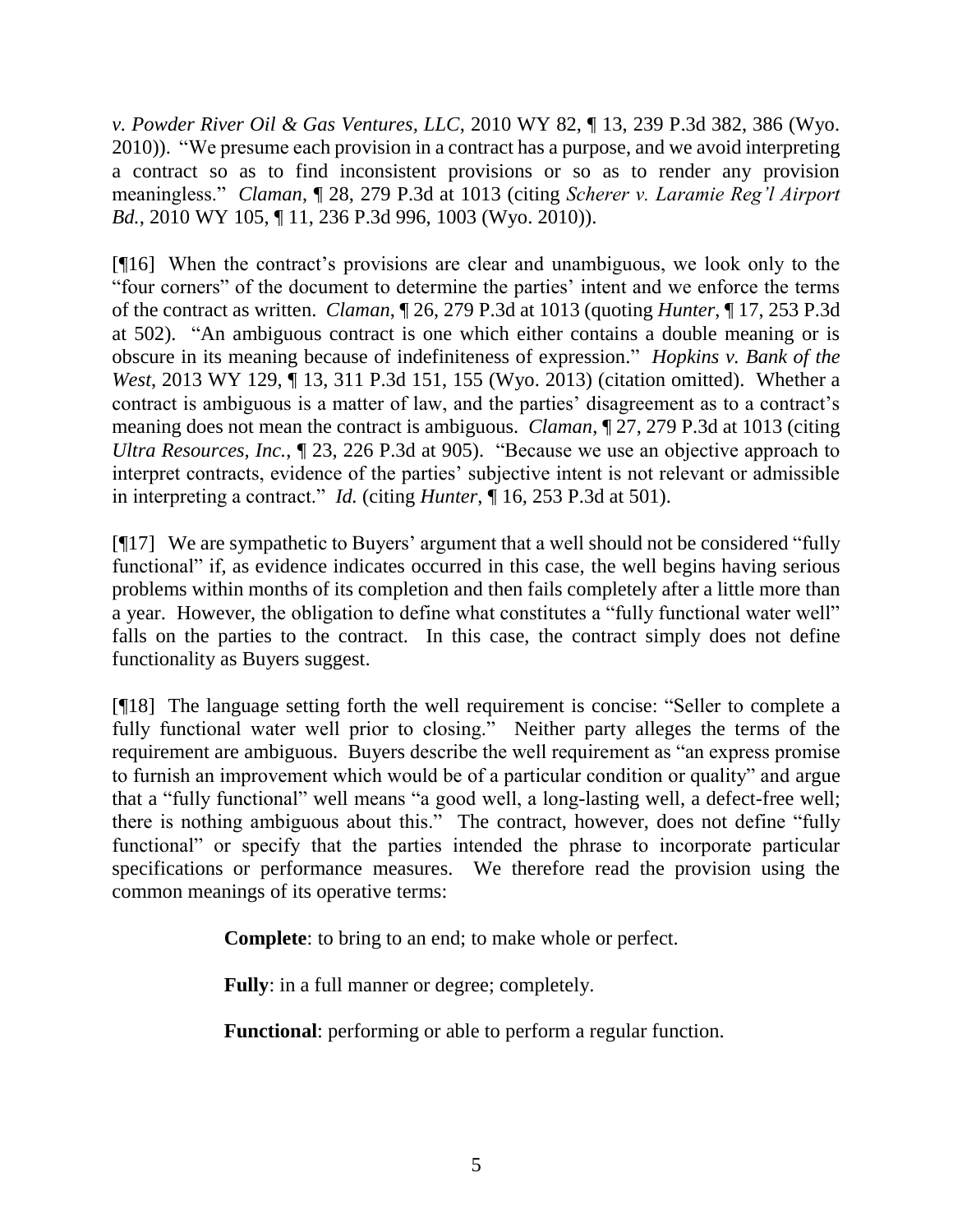*v. Powder River Oil & Gas Ventures, LLC*, 2010 WY 82, ¶ 13, 239 P.3d 382, 386 (Wyo. 2010)). "We presume each provision in a contract has a purpose, and we avoid interpreting a contract so as to find inconsistent provisions or so as to render any provision meaningless." *Claman*, ¶ 28, 279 P.3d at 1013 (citing *Scherer v. Laramie Reg'l Airport Bd.*, 2010 WY 105, ¶ 11, 236 P.3d 996, 1003 (Wyo. 2010)).

[¶16] When the contract's provisions are clear and unambiguous, we look only to the "four corners" of the document to determine the parties' intent and we enforce the terms of the contract as written. *Claman*, ¶ 26, 279 P.3d at 1013 (quoting *Hunter*, ¶ 17, 253 P.3d at 502). "An ambiguous contract is one which either contains a double meaning or is obscure in its meaning because of indefiniteness of expression." *Hopkins v. Bank of the West*, 2013 WY 129, ¶ 13, 311 P.3d 151, 155 (Wyo. 2013) (citation omitted). Whether a contract is ambiguous is a matter of law, and the parties' disagreement as to a contract's meaning does not mean the contract is ambiguous. *Claman*, ¶ 27, 279 P.3d at 1013 (citing *Ultra Resources, Inc.*, ¶ 23, 226 P.3d at 905). "Because we use an objective approach to interpret contracts, evidence of the parties' subjective intent is not relevant or admissible in interpreting a contract." *Id.* (citing *Hunter*, ¶ 16, 253 P.3d at 501).

[¶17] We are sympathetic to Buyers' argument that a well should not be considered "fully functional" if, as evidence indicates occurred in this case, the well begins having serious problems within months of its completion and then fails completely after a little more than a year. However, the obligation to define what constitutes a "fully functional water well" falls on the parties to the contract. In this case, the contract simply does not define functionality as Buyers suggest.

[¶18] The language setting forth the well requirement is concise: "Seller to complete a fully functional water well prior to closing." Neither party alleges the terms of the requirement are ambiguous. Buyers describe the well requirement as "an express promise to furnish an improvement which would be of a particular condition or quality" and argue that a "fully functional" well means "a good well, a long-lasting well, a defect-free well; there is nothing ambiguous about this." The contract, however, does not define "fully functional" or specify that the parties intended the phrase to incorporate particular specifications or performance measures. We therefore read the provision using the common meanings of its operative terms:

> **Complete**: to bring to an end; to make whole or perfect.
>
> **Fully**: in a full manner or degree; completely.
>
> **Functional**: performing or able to perform a regular function.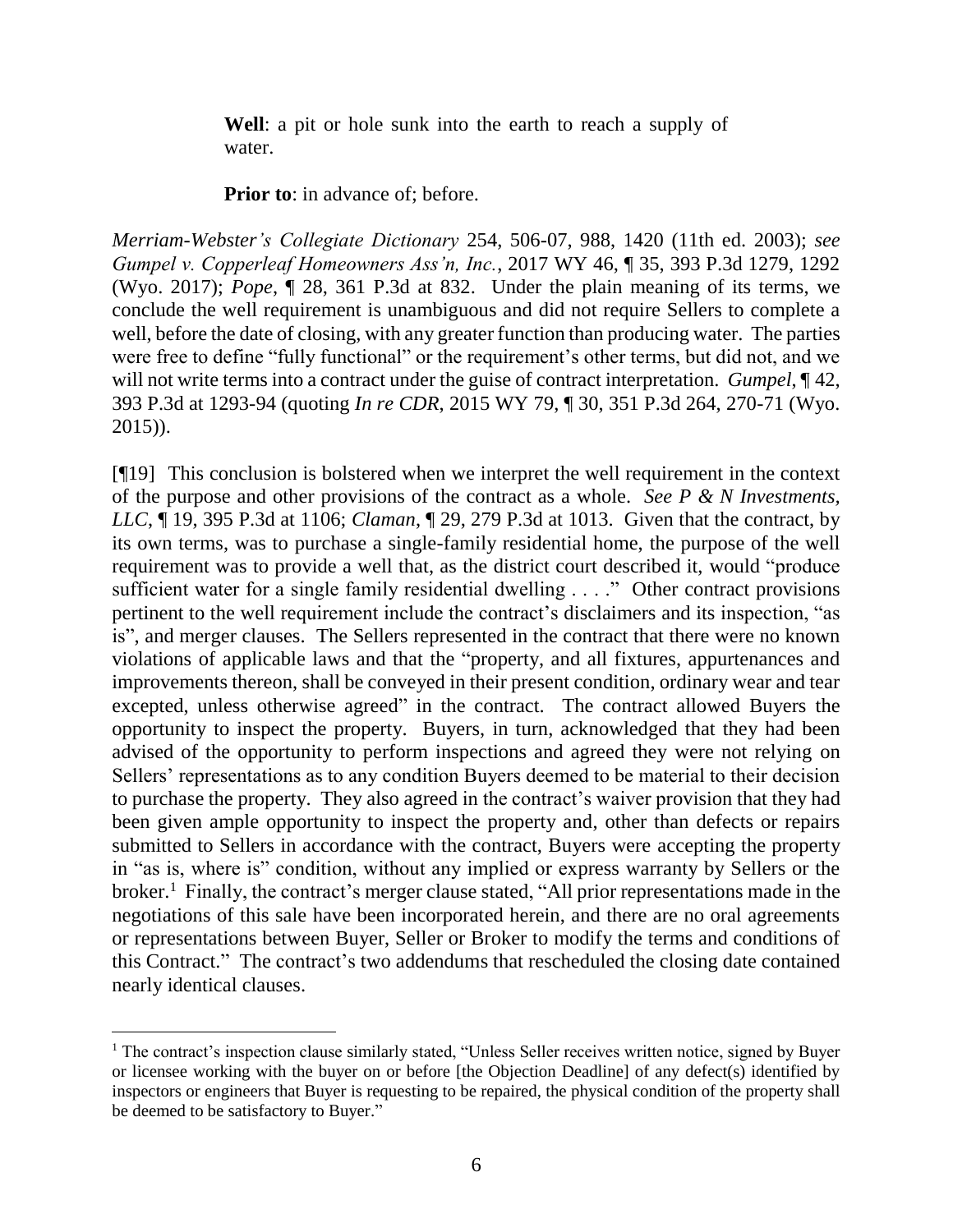> **Well**: a pit or hole sunk into the earth to reach a supply of water.
>
> **Prior to**: in advance of; before.

*Merriam-Webster's Collegiate Dictionary* 254, 506-07, 988, 1420 (11th ed. 2003); *see Gumpel v. Copperleaf Homeowners Ass'n, Inc.*, 2017 WY 46, ¶ 35, 393 P.3d 1279, 1292 (Wyo. 2017); *Pope*, ¶ 28, 361 P.3d at 832. Under the plain meaning of its terms, we conclude the well requirement is unambiguous and did not require Sellers to complete a well, before the date of closing, with any greater function than producing water. The parties were free to define "fully functional" or the requirement's other terms, but did not, and we will not write terms into a contract under the guise of contract interpretation. *Gumpel*, ¶ 42, 393 P.3d at 1293-94 (quoting *In re CDR*, 2015 WY 79, ¶ 30, 351 P.3d 264, 270-71 (Wyo. 2015)).

[¶19] This conclusion is bolstered when we interpret the well requirement in the context of the purpose and other provisions of the contract as a whole. *See P & N Investments, LLC*, ¶ 19, 395 P.3d at 1106; *Claman*, ¶ 29, 279 P.3d at 1013. Given that the contract, by its own terms, was to purchase a single-family residential home, the purpose of the well requirement was to provide a well that, as the district court described it, would "produce sufficient water for a single family residential dwelling . . . ." Other contract provisions pertinent to the well requirement include the contract's disclaimers and its inspection, "as is", and merger clauses. The Sellers represented in the contract that there were no known violations of applicable laws and that the "property, and all fixtures, appurtenances and improvements thereon, shall be conveyed in their present condition, ordinary wear and tear excepted, unless otherwise agreed" in the contract. The contract allowed Buyers the opportunity to inspect the property. Buyers, in turn, acknowledged that they had been advised of the opportunity to perform inspections and agreed they were not relying on Sellers' representations as to any condition Buyers deemed to be material to their decision to purchase the property. They also agreed in the contract's waiver provision that they had been given ample opportunity to inspect the property and, other than defects or repairs submitted to Sellers in accordance with the contract, Buyers were accepting the property in "as is, where is" condition, without any implied or express warranty by Sellers or the broker.[1] Finally, the contract's merger clause stated, "All prior representations made in the negotiations of this sale have been incorporated herein, and there are no oral agreements or representations between Buyer, Seller or Broker to modify the terms and conditions of this Contract." The contract's two addendums that rescheduled the closing date contained nearly identical clauses.

---

[1] The contract's inspection clause similarly stated, "Unless Seller receives written notice, signed by Buyer or licensee working with the buyer on or before [the Objection Deadline] of any defect(s) identified by inspectors or engineers that Buyer is requesting to be repaired, the physical condition of the property shall be deemed to be satisfactory to Buyer."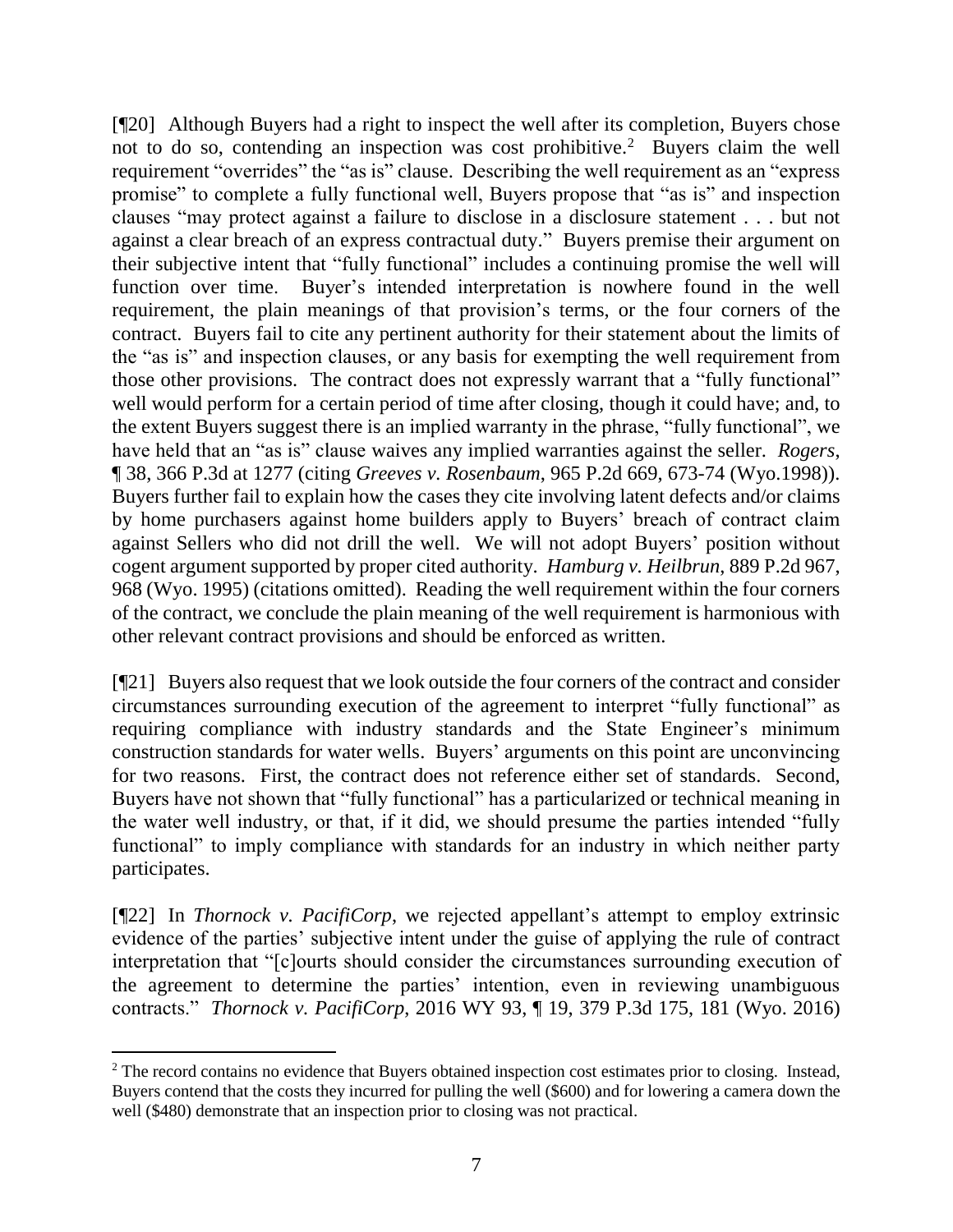[¶20] Although Buyers had a right to inspect the well after its completion, Buyers chose not to do so, contending an inspection was cost prohibitive.[2] Buyers claim the well requirement "overrides" the "as is" clause. Describing the well requirement as an "express promise" to complete a fully functional well, Buyers propose that "as is" and inspection clauses "may protect against a failure to disclose in a disclosure statement . . . but not against a clear breach of an express contractual duty." Buyers premise their argument on their subjective intent that "fully functional" includes a continuing promise the well will function over time. Buyer's intended interpretation is nowhere found in the well requirement, the plain meanings of that provision's terms, or the four corners of the contract. Buyers fail to cite any pertinent authority for their statement about the limits of the "as is" and inspection clauses, or any basis for exempting the well requirement from those other provisions. The contract does not expressly warrant that a "fully functional" well would perform for a certain period of time after closing, though it could have; and, to the extent Buyers suggest there is an implied warranty in the phrase, "fully functional", we have held that an "as is" clause waives any implied warranties against the seller. *Rogers*, ¶ 38, 366 P.3d at 1277 (citing *Greeves v. Rosenbaum*, 965 P.2d 669, 673-74 (Wyo.1998)). Buyers further fail to explain how the cases they cite involving latent defects and/or claims by home purchasers against home builders apply to Buyers' breach of contract claim against Sellers who did not drill the well. We will not adopt Buyers' position without cogent argument supported by proper cited authority. *Hamburg v. Heilbrun*, 889 P.2d 967, 968 (Wyo. 1995) (citations omitted). Reading the well requirement within the four corners of the contract, we conclude the plain meaning of the well requirement is harmonious with other relevant contract provisions and should be enforced as written.

[¶21] Buyers also request that we look outside the four corners of the contract and consider circumstances surrounding execution of the agreement to interpret "fully functional" as requiring compliance with industry standards and the State Engineer's minimum construction standards for water wells. Buyers' arguments on this point are unconvincing for two reasons. First, the contract does not reference either set of standards. Second, Buyers have not shown that "fully functional" has a particularized or technical meaning in the water well industry, or that, if it did, we should presume the parties intended "fully functional" to imply compliance with standards for an industry in which neither party participates.

[¶22] In *Thornock v. PacifiCorp*, we rejected appellant's attempt to employ extrinsic evidence of the parties' subjective intent under the guise of applying the rule of contract interpretation that "[c]ourts should consider the circumstances surrounding execution of the agreement to determine the parties' intention, even in reviewing unambiguous contracts." *Thornock v. PacifiCorp*, 2016 WY 93, ¶ 19, 379 P.3d 175, 181 (Wyo. 2016)

---

[2] The record contains no evidence that Buyers obtained inspection cost estimates prior to closing. Instead, Buyers contend that the costs they incurred for pulling the well ($600) and for lowering a camera down the well ($480) demonstrate that an inspection prior to closing was not practical.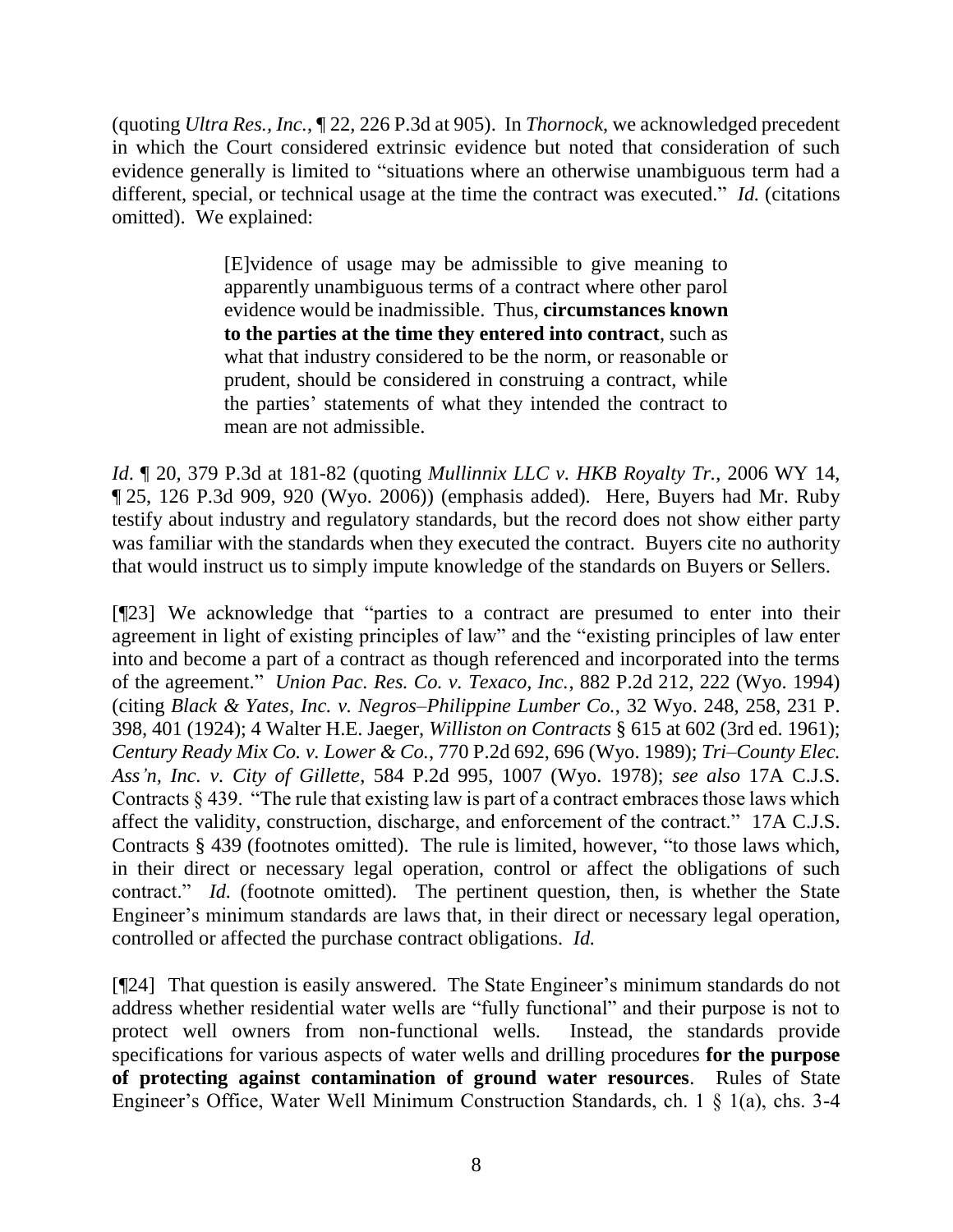(quoting *Ultra Res., Inc.*, ¶ 22, 226 P.3d at 905). In *Thornock*, we acknowledged precedent in which the Court considered extrinsic evidence but noted that consideration of such evidence generally is limited to "situations where an otherwise unambiguous term had a different, special, or technical usage at the time the contract was executed." *Id.* (citations omitted). We explained:

> [E]vidence of usage may be admissible to give meaning to apparently unambiguous terms of a contract where other parol evidence would be inadmissible. Thus, **circumstances known to the parties at the time they entered into contract**, such as what that industry considered to be the norm, or reasonable or prudent, should be considered in construing a contract, while the parties' statements of what they intended the contract to mean are not admissible.

*Id.* ¶ 20, 379 P.3d at 181-82 (quoting *Mullinnix LLC v. HKB Royalty Tr.*, 2006 WY 14, ¶ 25, 126 P.3d 909, 920 (Wyo. 2006)) (emphasis added). Here, Buyers had Mr. Ruby testify about industry and regulatory standards, but the record does not show either party was familiar with the standards when they executed the contract. Buyers cite no authority that would instruct us to simply impute knowledge of the standards on Buyers or Sellers.

[¶23] We acknowledge that "parties to a contract are presumed to enter into their agreement in light of existing principles of law" and the "existing principles of law enter into and become a part of a contract as though referenced and incorporated into the terms of the agreement." *Union Pac. Res. Co. v. Texaco, Inc.*, 882 P.2d 212, 222 (Wyo. 1994) (citing *Black & Yates, Inc. v. Negros–Philippine Lumber Co.*, 32 Wyo. 248, 258, 231 P. 398, 401 (1924); 4 Walter H.E. Jaeger, *Williston on Contracts* § 615 at 602 (3rd ed. 1961); *Century Ready Mix Co. v. Lower & Co.*, 770 P.2d 692, 696 (Wyo. 1989); *Tri–County Elec. Ass'n, Inc. v. City of Gillette*, 584 P.2d 995, 1007 (Wyo. 1978); *see also* 17A C.J.S. Contracts § 439. "The rule that existing law is part of a contract embraces those laws which affect the validity, construction, discharge, and enforcement of the contract." 17A C.J.S. Contracts § 439 (footnotes omitted). The rule is limited, however, "to those laws which, in their direct or necessary legal operation, control or affect the obligations of such contract." *Id.* (footnote omitted). The pertinent question, then, is whether the State Engineer's minimum standards are laws that, in their direct or necessary legal operation, controlled or affected the purchase contract obligations. *Id.*

[¶24] That question is easily answered. The State Engineer's minimum standards do not address whether residential water wells are "fully functional" and their purpose is not to protect well owners from non-functional wells. Instead, the standards provide specifications for various aspects of water wells and drilling procedures **for the purpose of protecting against contamination of ground water resources**. Rules of State Engineer's Office, Water Well Minimum Construction Standards, ch. 1 § 1(a), chs. 3-4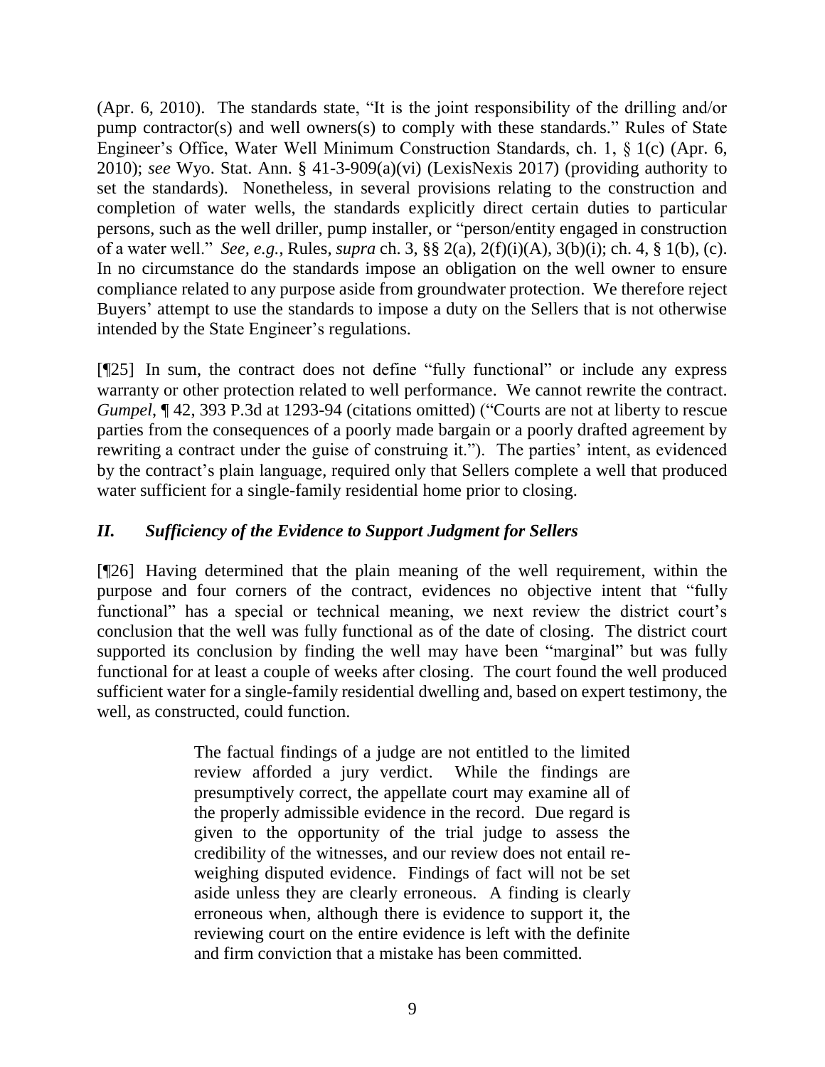(Apr. 6, 2010). The standards state, "It is the joint responsibility of the drilling and/or pump contractor(s) and well owners(s) to comply with these standards." Rules of State Engineer's Office, Water Well Minimum Construction Standards, ch. 1, § 1(c) (Apr. 6, 2010); *see* Wyo. Stat. Ann. § 41-3-909(a)(vi) (LexisNexis 2017) (providing authority to set the standards). Nonetheless, in several provisions relating to the construction and completion of water wells, the standards explicitly direct certain duties to particular persons, such as the well driller, pump installer, or "person/entity engaged in construction of a water well." *See, e.g.*, Rules, *supra* ch. 3, §§ 2(a), 2(f)(i)(A), 3(b)(i); ch. 4, § 1(b), (c). In no circumstance do the standards impose an obligation on the well owner to ensure compliance related to any purpose aside from groundwater protection. We therefore reject Buyers' attempt to use the standards to impose a duty on the Sellers that is not otherwise intended by the State Engineer's regulations.

[¶25] In sum, the contract does not define "fully functional" or include any express warranty or other protection related to well performance. We cannot rewrite the contract. *Gumpel*, ¶ 42, 393 P.3d at 1293-94 (citations omitted) ("Courts are not at liberty to rescue parties from the consequences of a poorly made bargain or a poorly drafted agreement by rewriting a contract under the guise of construing it."). The parties' intent, as evidenced by the contract's plain language, required only that Sellers complete a well that produced water sufficient for a single-family residential home prior to closing.

## *II. Sufficiency of the Evidence to Support Judgment for Sellers*

[¶26] Having determined that the plain meaning of the well requirement, within the purpose and four corners of the contract, evidences no objective intent that "fully functional" has a special or technical meaning, we next review the district court's conclusion that the well was fully functional as of the date of closing. The district court supported its conclusion by finding the well may have been "marginal" but was fully functional for at least a couple of weeks after closing. The court found the well produced sufficient water for a single-family residential dwelling and, based on expert testimony, the well, as constructed, could function.

> The factual findings of a judge are not entitled to the limited review afforded a jury verdict. While the findings are presumptively correct, the appellate court may examine all of the properly admissible evidence in the record. Due regard is given to the opportunity of the trial judge to assess the credibility of the witnesses, and our review does not entail re-weighing disputed evidence. Findings of fact will not be set aside unless they are clearly erroneous. A finding is clearly erroneous when, although there is evidence to support it, the reviewing court on the entire evidence is left with the definite and firm conviction that a mistake has been committed.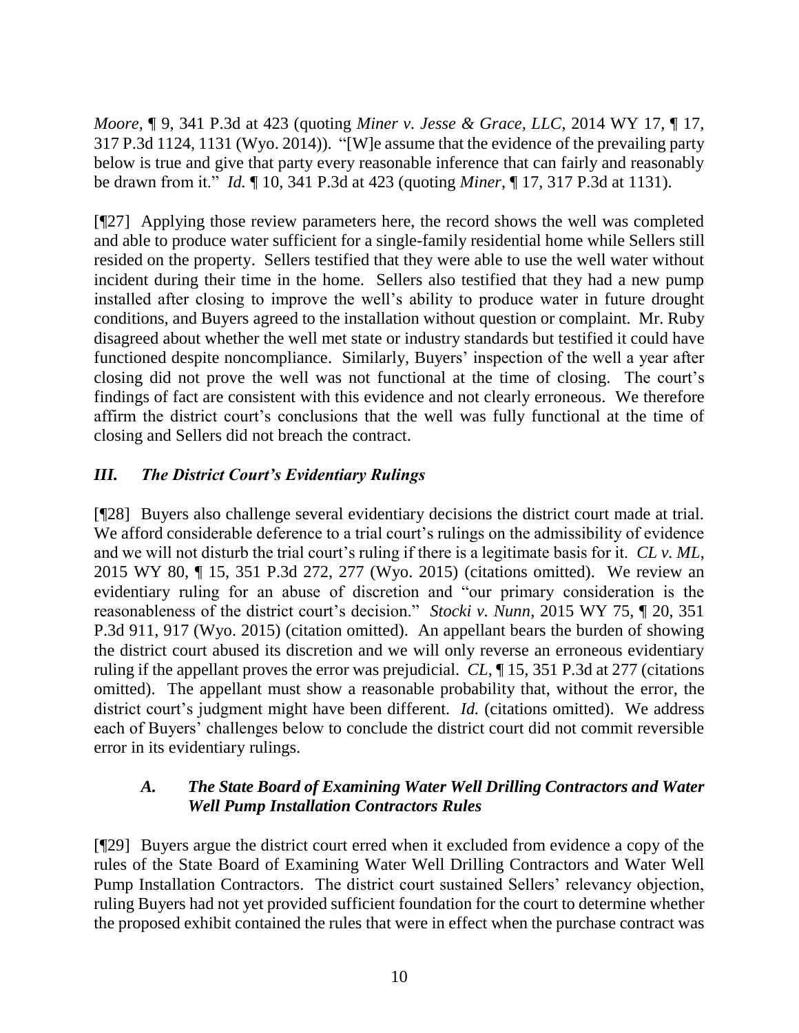*Moore*, ¶ 9, 341 P.3d at 423 (quoting *Miner v. Jesse & Grace, LLC*, 2014 WY 17, ¶ 17, 317 P.3d 1124, 1131 (Wyo. 2014)). "[W]e assume that the evidence of the prevailing party below is true and give that party every reasonable inference that can fairly and reasonably be drawn from it." *Id.* ¶ 10, 341 P.3d at 423 (quoting *Miner*, ¶ 17, 317 P.3d at 1131).

[¶27] Applying those review parameters here, the record shows the well was completed and able to produce water sufficient for a single-family residential home while Sellers still resided on the property. Sellers testified that they were able to use the well water without incident during their time in the home. Sellers also testified that they had a new pump installed after closing to improve the well's ability to produce water in future drought conditions, and Buyers agreed to the installation without question or complaint. Mr. Ruby disagreed about whether the well met state or industry standards but testified it could have functioned despite noncompliance. Similarly, Buyers' inspection of the well a year after closing did not prove the well was not functional at the time of closing. The court's findings of fact are consistent with this evidence and not clearly erroneous. We therefore affirm the district court's conclusions that the well was fully functional at the time of closing and Sellers did not breach the contract.

## *III. The District Court's Evidentiary Rulings*

[¶28] Buyers also challenge several evidentiary decisions the district court made at trial. We afford considerable deference to a trial court's rulings on the admissibility of evidence and we will not disturb the trial court's ruling if there is a legitimate basis for it. *CL v. ML*, 2015 WY 80, ¶ 15, 351 P.3d 272, 277 (Wyo. 2015) (citations omitted). We review an evidentiary ruling for an abuse of discretion and "our primary consideration is the reasonableness of the district court's decision." *Stocki v. Nunn*, 2015 WY 75, ¶ 20, 351 P.3d 911, 917 (Wyo. 2015) (citation omitted). An appellant bears the burden of showing the district court abused its discretion and we will only reverse an erroneous evidentiary ruling if the appellant proves the error was prejudicial. *CL*, ¶ 15, 351 P.3d at 277 (citations omitted). The appellant must show a reasonable probability that, without the error, the district court's judgment might have been different. *Id.* (citations omitted). We address each of Buyers' challenges below to conclude the district court did not commit reversible error in its evidentiary rulings.

### *A. The State Board of Examining Water Well Drilling Contractors and Water Well Pump Installation Contractors Rules*

[¶29] Buyers argue the district court erred when it excluded from evidence a copy of the rules of the State Board of Examining Water Well Drilling Contractors and Water Well Pump Installation Contractors. The district court sustained Sellers' relevancy objection, ruling Buyers had not yet provided sufficient foundation for the court to determine whether the proposed exhibit contained the rules that were in effect when the purchase contract was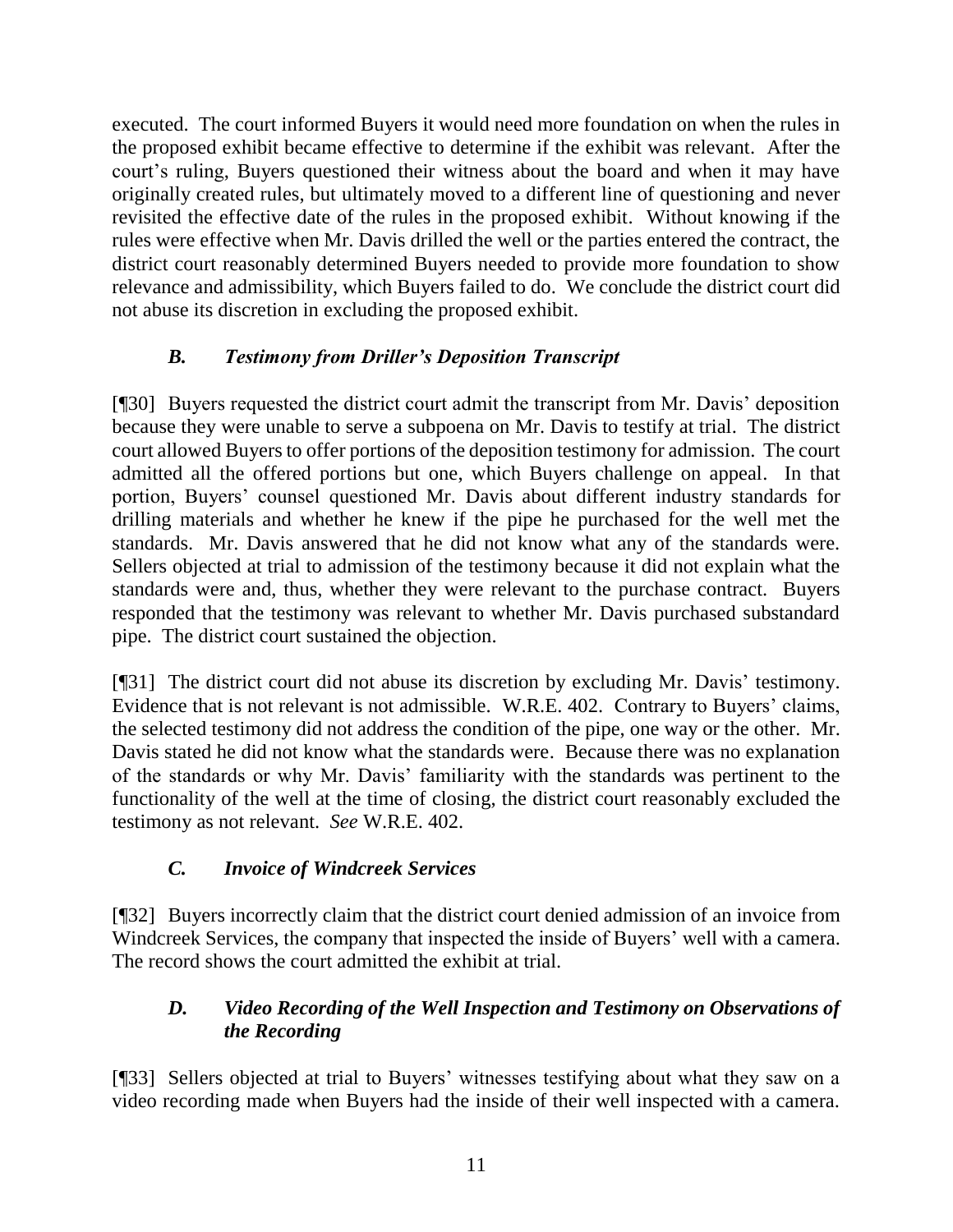executed. The court informed Buyers it would need more foundation on when the rules in the proposed exhibit became effective to determine if the exhibit was relevant. After the court's ruling, Buyers questioned their witness about the board and when it may have originally created rules, but ultimately moved to a different line of questioning and never revisited the effective date of the rules in the proposed exhibit. Without knowing if the rules were effective when Mr. Davis drilled the well or the parties entered the contract, the district court reasonably determined Buyers needed to provide more foundation to show relevance and admissibility, which Buyers failed to do. We conclude the district court did not abuse its discretion in excluding the proposed exhibit.

### *B. Testimony from Driller's Deposition Transcript*

[¶30] Buyers requested the district court admit the transcript from Mr. Davis' deposition because they were unable to serve a subpoena on Mr. Davis to testify at trial. The district court allowed Buyers to offer portions of the deposition testimony for admission. The court admitted all the offered portions but one, which Buyers challenge on appeal. In that portion, Buyers' counsel questioned Mr. Davis about different industry standards for drilling materials and whether he knew if the pipe he purchased for the well met the standards. Mr. Davis answered that he did not know what any of the standards were. Sellers objected at trial to admission of the testimony because it did not explain what the standards were and, thus, whether they were relevant to the purchase contract. Buyers responded that the testimony was relevant to whether Mr. Davis purchased substandard pipe. The district court sustained the objection.

[¶31] The district court did not abuse its discretion by excluding Mr. Davis' testimony. Evidence that is not relevant is not admissible. W.R.E. 402. Contrary to Buyers' claims, the selected testimony did not address the condition of the pipe, one way or the other. Mr. Davis stated he did not know what the standards were. Because there was no explanation of the standards or why Mr. Davis' familiarity with the standards was pertinent to the functionality of the well at the time of closing, the district court reasonably excluded the testimony as not relevant. *See* W.R.E. 402.

### *C. Invoice of Windcreek Services*

[¶32] Buyers incorrectly claim that the district court denied admission of an invoice from Windcreek Services, the company that inspected the inside of Buyers' well with a camera. The record shows the court admitted the exhibit at trial.

### *D. Video Recording of the Well Inspection and Testimony on Observations of the Recording*

[¶33] Sellers objected at trial to Buyers' witnesses testifying about what they saw on a video recording made when Buyers had the inside of their well inspected with a camera.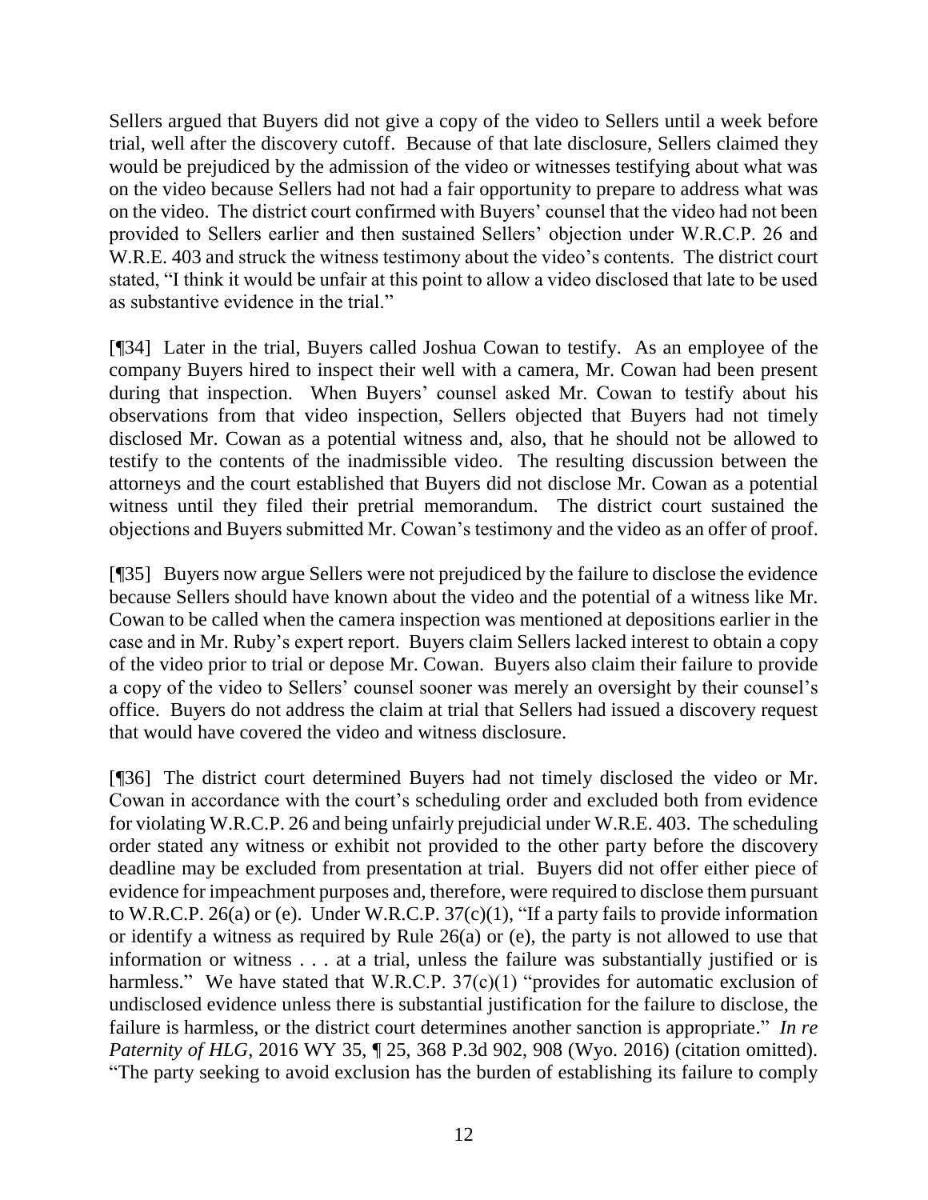Sellers argued that Buyers did not give a copy of the video to Sellers until a week before trial, well after the discovery cutoff. Because of that late disclosure, Sellers claimed they would be prejudiced by the admission of the video or witnesses testifying about what was on the video because Sellers had not had a fair opportunity to prepare to address what was on the video. The district court confirmed with Buyers' counsel that the video had not been provided to Sellers earlier and then sustained Sellers' objection under W.R.C.P. 26 and W.R.E. 403 and struck the witness testimony about the video's contents. The district court stated, "I think it would be unfair at this point to allow a video disclosed that late to be used as substantive evidence in the trial."

[¶34] Later in the trial, Buyers called Joshua Cowan to testify. As an employee of the company Buyers hired to inspect their well with a camera, Mr. Cowan had been present during that inspection. When Buyers' counsel asked Mr. Cowan to testify about his observations from that video inspection, Sellers objected that Buyers had not timely disclosed Mr. Cowan as a potential witness and, also, that he should not be allowed to testify to the contents of the inadmissible video. The resulting discussion between the attorneys and the court established that Buyers did not disclose Mr. Cowan as a potential witness until they filed their pretrial memorandum. The district court sustained the objections and Buyers submitted Mr. Cowan's testimony and the video as an offer of proof.

[¶35] Buyers now argue Sellers were not prejudiced by the failure to disclose the evidence because Sellers should have known about the video and the potential of a witness like Mr. Cowan to be called when the camera inspection was mentioned at depositions earlier in the case and in Mr. Ruby's expert report. Buyers claim Sellers lacked interest to obtain a copy of the video prior to trial or depose Mr. Cowan. Buyers also claim their failure to provide a copy of the video to Sellers' counsel sooner was merely an oversight by their counsel's office. Buyers do not address the claim at trial that Sellers had issued a discovery request that would have covered the video and witness disclosure.

[¶36] The district court determined Buyers had not timely disclosed the video or Mr. Cowan in accordance with the court's scheduling order and excluded both from evidence for violating W.R.C.P. 26 and being unfairly prejudicial under W.R.E. 403. The scheduling order stated any witness or exhibit not provided to the other party before the discovery deadline may be excluded from presentation at trial. Buyers did not offer either piece of evidence for impeachment purposes and, therefore, were required to disclose them pursuant to W.R.C.P. 26(a) or (e). Under W.R.C.P. 37(c)(1), "If a party fails to provide information or identify a witness as required by Rule 26(a) or (e), the party is not allowed to use that information or witness . . . at a trial, unless the failure was substantially justified or is harmless." We have stated that W.R.C.P. 37(c)(1) "provides for automatic exclusion of undisclosed evidence unless there is substantial justification for the failure to disclose, the failure is harmless, or the district court determines another sanction is appropriate." *In re Paternity of HLG*, 2016 WY 35, ¶ 25, 368 P.3d 902, 908 (Wyo. 2016) (citation omitted). "The party seeking to avoid exclusion has the burden of establishing its failure to comply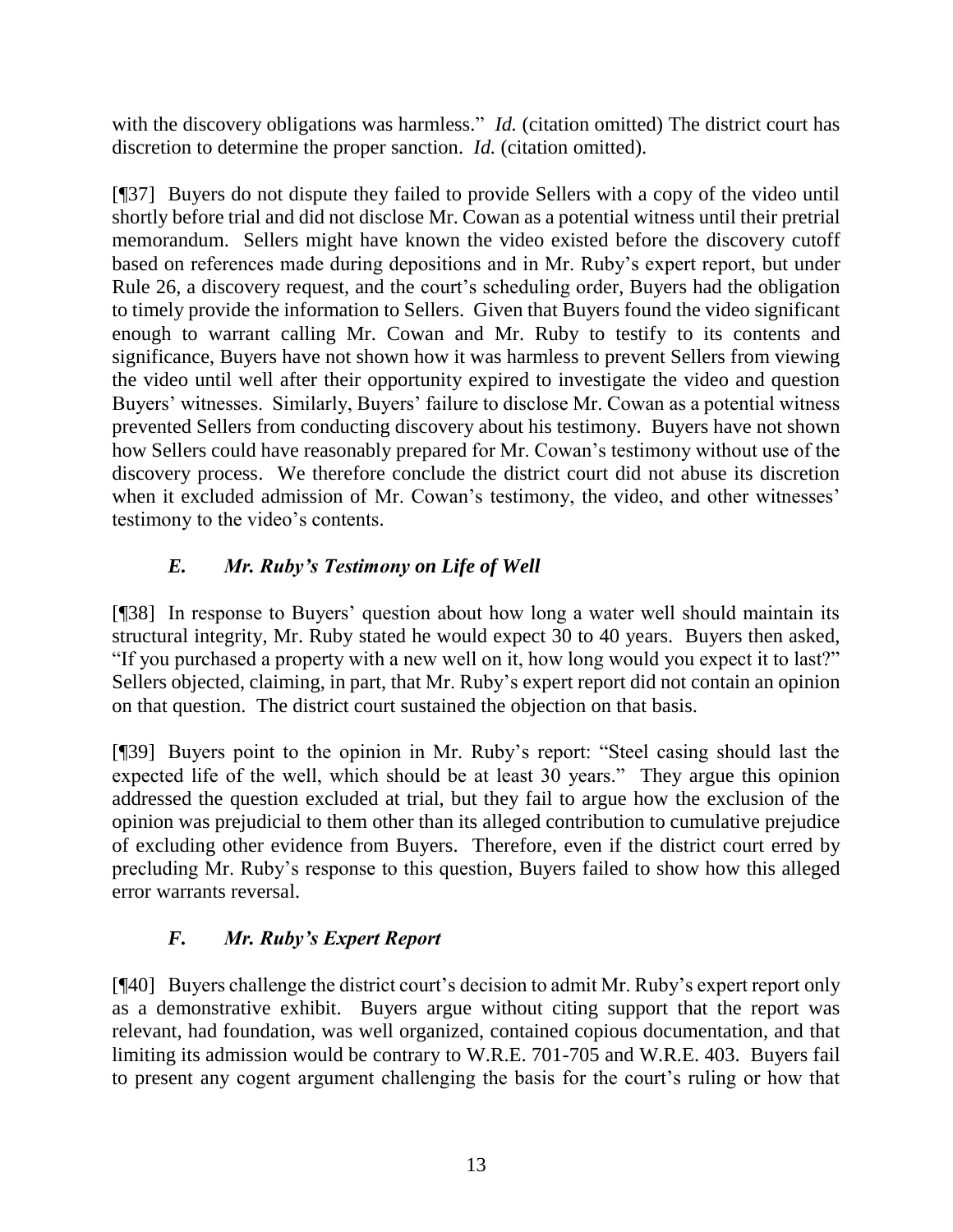with the discovery obligations was harmless." *Id.* (citation omitted) The district court has discretion to determine the proper sanction. *Id.* (citation omitted).

[¶37] Buyers do not dispute they failed to provide Sellers with a copy of the video until shortly before trial and did not disclose Mr. Cowan as a potential witness until their pretrial memorandum. Sellers might have known the video existed before the discovery cutoff based on references made during depositions and in Mr. Ruby's expert report, but under Rule 26, a discovery request, and the court's scheduling order, Buyers had the obligation to timely provide the information to Sellers. Given that Buyers found the video significant enough to warrant calling Mr. Cowan and Mr. Ruby to testify to its contents and significance, Buyers have not shown how it was harmless to prevent Sellers from viewing the video until well after their opportunity expired to investigate the video and question Buyers' witnesses. Similarly, Buyers' failure to disclose Mr. Cowan as a potential witness prevented Sellers from conducting discovery about his testimony. Buyers have not shown how Sellers could have reasonably prepared for Mr. Cowan's testimony without use of the discovery process. We therefore conclude the district court did not abuse its discretion when it excluded admission of Mr. Cowan's testimony, the video, and other witnesses' testimony to the video's contents.

### *E. Mr. Ruby's Testimony on Life of Well*

[¶38] In response to Buyers' question about how long a water well should maintain its structural integrity, Mr. Ruby stated he would expect 30 to 40 years. Buyers then asked, "If you purchased a property with a new well on it, how long would you expect it to last?" Sellers objected, claiming, in part, that Mr. Ruby's expert report did not contain an opinion on that question. The district court sustained the objection on that basis.

[¶39] Buyers point to the opinion in Mr. Ruby's report: "Steel casing should last the expected life of the well, which should be at least 30 years." They argue this opinion addressed the question excluded at trial, but they fail to argue how the exclusion of the opinion was prejudicial to them other than its alleged contribution to cumulative prejudice of excluding other evidence from Buyers. Therefore, even if the district court erred by precluding Mr. Ruby's response to this question, Buyers failed to show how this alleged error warrants reversal.

### *F. Mr. Ruby's Expert Report*

[¶40] Buyers challenge the district court's decision to admit Mr. Ruby's expert report only as a demonstrative exhibit. Buyers argue without citing support that the report was relevant, had foundation, was well organized, contained copious documentation, and that limiting its admission would be contrary to W.R.E. 701-705 and W.R.E. 403. Buyers fail to present any cogent argument challenging the basis for the court's ruling or how that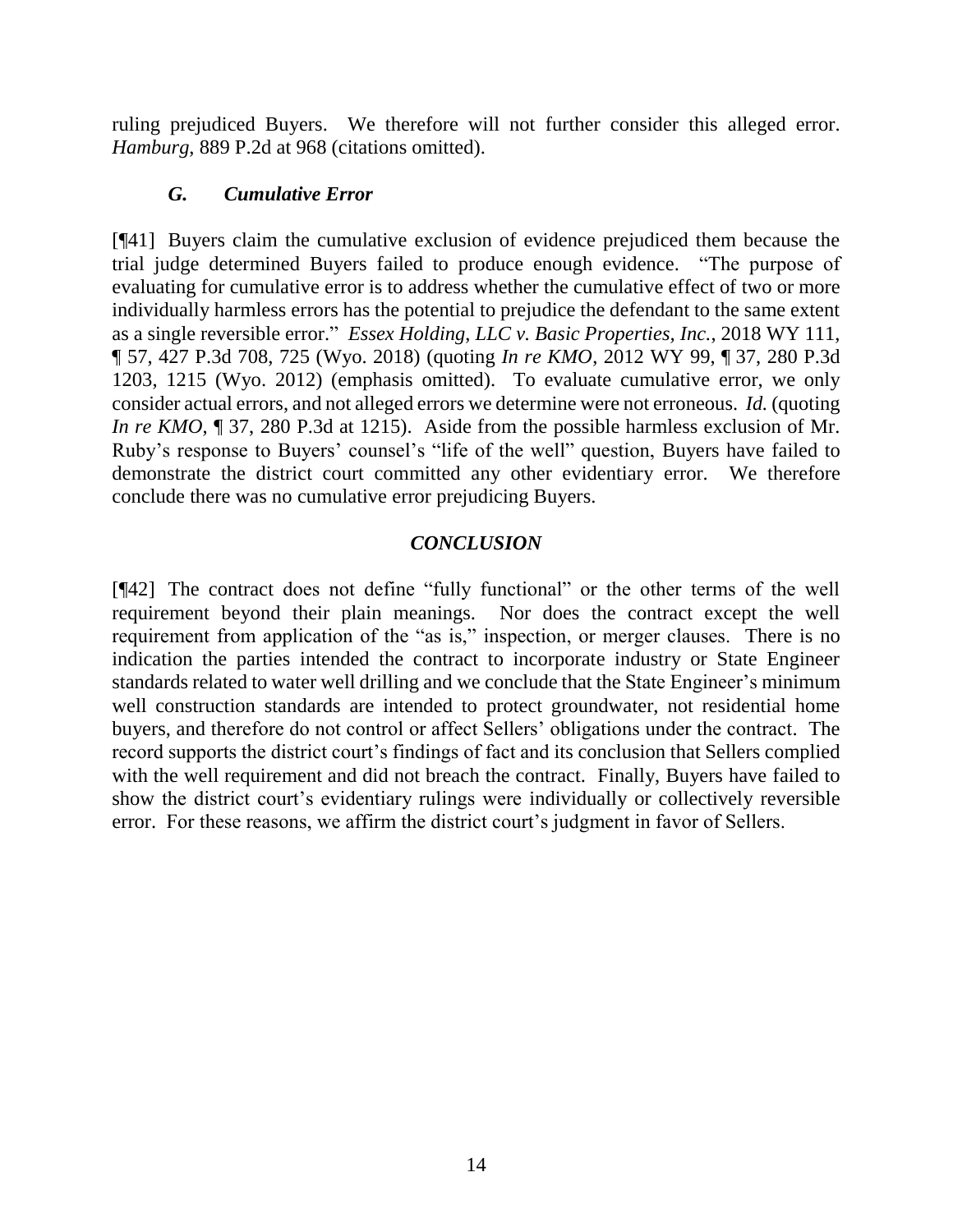ruling prejudiced Buyers. We therefore will not further consider this alleged error. *Hamburg*, 889 P.2d at 968 (citations omitted).

### *G. Cumulative Error*

[¶41] Buyers claim the cumulative exclusion of evidence prejudiced them because the trial judge determined Buyers failed to produce enough evidence. "The purpose of evaluating for cumulative error is to address whether the cumulative effect of two or more individually harmless errors has the potential to prejudice the defendant to the same extent as a single reversible error." *Essex Holding, LLC v. Basic Properties, Inc.*, 2018 WY 111, ¶ 57, 427 P.3d 708, 725 (Wyo. 2018) (quoting *In re KMO*, 2012 WY 99, ¶ 37, 280 P.3d 1203, 1215 (Wyo. 2012) (emphasis omitted). To evaluate cumulative error, we only consider actual errors, and not alleged errors we determine were not erroneous. *Id.* (quoting *In re KMO*, ¶ 37, 280 P.3d at 1215). Aside from the possible harmless exclusion of Mr. Ruby's response to Buyers' counsel's "life of the well" question, Buyers have failed to demonstrate the district court committed any other evidentiary error. We therefore conclude there was no cumulative error prejudicing Buyers.

## *CONCLUSION*

[¶42] The contract does not define "fully functional" or the other terms of the well requirement beyond their plain meanings. Nor does the contract except the well requirement from application of the "as is," inspection, or merger clauses. There is no indication the parties intended the contract to incorporate industry or State Engineer standards related to water well drilling and we conclude that the State Engineer's minimum well construction standards are intended to protect groundwater, not residential home buyers, and therefore do not control or affect Sellers' obligations under the contract. The record supports the district court's findings of fact and its conclusion that Sellers complied with the well requirement and did not breach the contract. Finally, Buyers have failed to show the district court's evidentiary rulings were individually or collectively reversible error. For these reasons, we affirm the district court's judgment in favor of Sellers.